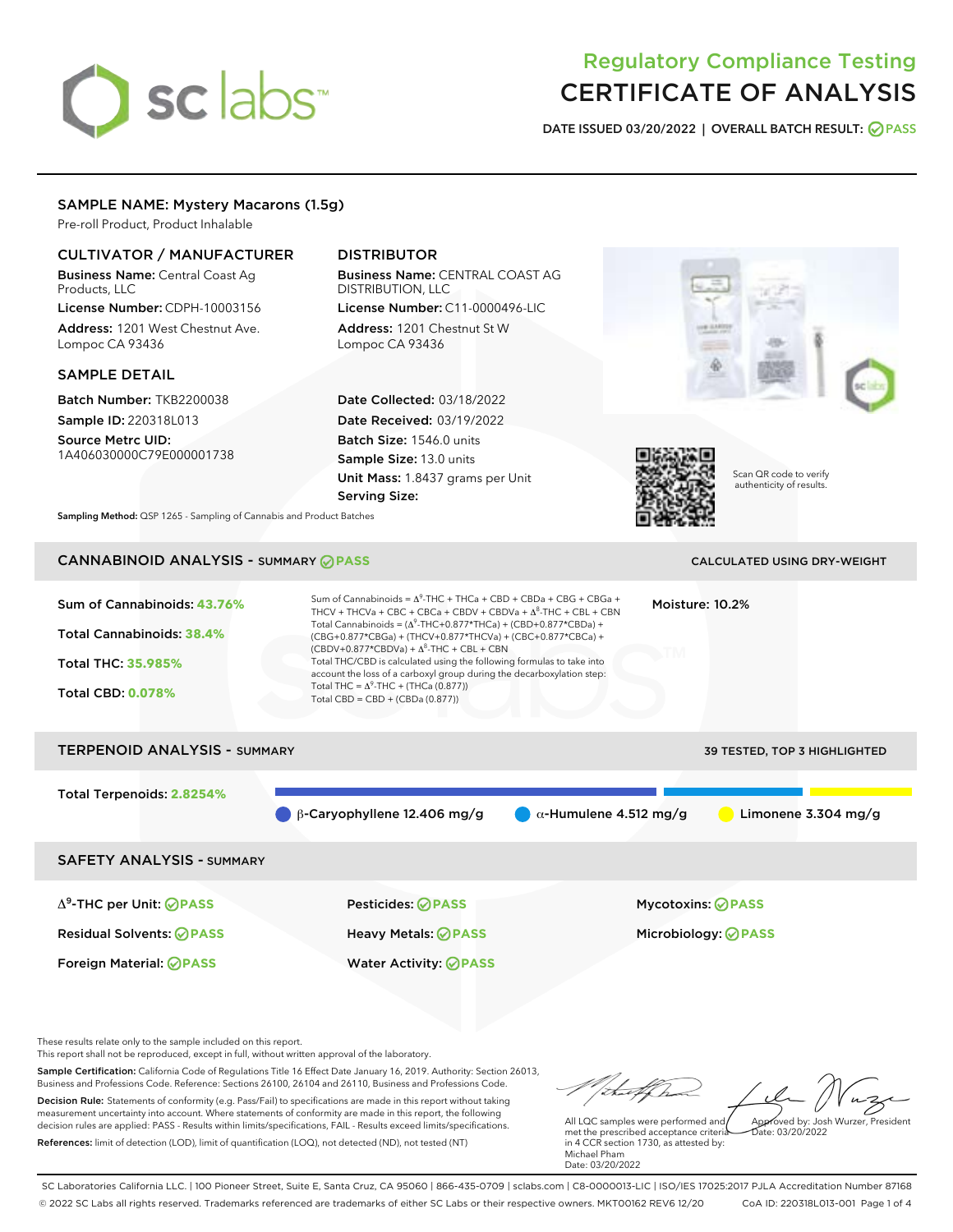# Regulatory Compliance Testing
# CERTIFICATE OF ANALYSIS

**DATE ISSUED 03/20/2022 | OVERALL BATCH RESULT: PASS**

## SAMPLE NAME: Mystery Macarons (1.5g)

Pre-roll Product, Product Inhalable

### CULTIVATOR / MANUFACTURER

**Business Name:** Central Coast Ag Products, LLC

**License Number:** CDPH-10003156

**Address:** 1201 West Chestnut Ave. Lompoc CA 93436

### DISTRIBUTOR

**Business Name:** CENTRAL COAST AG DISTRIBUTION, LLC

**License Number:** C11-0000496-LIC

**Address:** 1201 Chestnut St W Lompoc CA 93436

### SAMPLE DETAIL

**Batch Number:** TKB2200038

**Sample ID:** 220318L013

**Source Metrc UID:** 1A406030000C79E000001738

**Date Collected:** 03/18/2022

**Date Received:** 03/19/2022

**Batch Size:** 1546.0 units

**Sample Size:** 13.0 units

**Unit Mass:** 1.8437 grams per Unit

**Serving Size:**

**Sampling Method:** QSP 1265 - Sampling of Cannabis and Product Batches

Scan QR code to verify authenticity of results.

## CANNABINOID ANALYSIS - SUMMARY PASS

CALCULATED USING DRY-WEIGHT

**Sum of Cannabinoids:** 43.76%

**Total Cannabinoids:** 38.4%

**Total THC:** 35.985%

**Total CBD:** 0.078%

Sum of Cannabinoids = $\Delta^9$-THC + THCa + CBD + CBDa + CBG + CBGa + THCV + THCVa + CBC + CBCa + CBDV + CBDVa + $\Delta^8$-THC + CBL + CBN

Total Cannabinoids = ($\Delta^9$-THC+0.877*THCa) + (CBD+0.877*CBDa) + (CBG+0.877*CBGa) + (THCV+0.877*THCVa) + (CBC+0.877*CBCa) + (CBDV+0.877*CBDVa) + $\Delta^8$-THC + CBL + CBN

Total THC/CBD is calculated using the following formulas to take into account the loss of a carboxyl group during the decarboxylation step:

Total THC = $\Delta^9$-THC + (THCa (0.877))

Total CBD = CBD + (CBDa (0.877))

**Moisture:** 10.2%

## TERPENOID ANALYSIS - SUMMARY

39 TESTED, TOP 3 HIGHLIGHTED

**Total Terpenoids:** 2.8254%

β-Caryophyllene 12.406 mg/g | α-Humulene 4.512 mg/g | Limonene 3.304 mg/g

## SAFETY ANALYSIS - SUMMARY

| | | |
|---|---|---|
| $\Delta^9$-THC per Unit: PASS | Pesticides: PASS | Mycotoxins: PASS |
| Residual Solvents: PASS | Heavy Metals: PASS | Microbiology: PASS |
| Foreign Material: PASS | Water Activity: PASS | |

These results relate only to the sample included on this report.
This report shall not be reproduced, except in full, without written approval of the laboratory.

**Sample Certification:** California Code of Regulations Title 16 Effect Date January 16, 2019. Authority: Section 26013, Business and Professions Code. Reference: Sections 26100, 26104 and 26110, Business and Professions Code.

**Decision Rule:** Statements of conformity (e.g. Pass/Fail) to specifications are made in this report without taking measurement uncertainty into account. Where statements of conformity are made in this report, the following decision rules are applied: PASS - Results within limits/specifications, FAIL - Results exceed limits/specifications.

**References:** limit of detection (LOD), limit of quantification (LOQ), not detected (ND), not tested (NT)

All LQC samples were performed and met the prescribed acceptance criteria in 4 CCR section 1730, as attested by: Michael Pham
Date: 03/20/2022

Approved by: Josh Wurzer, President
Date: 03/20/2022

SC Laboratories California LLC. | 100 Pioneer Street, Suite E, Santa Cruz, CA 95060 | 866-435-0709 | sclabs.com | C8-0000013-LIC | ISO/IES 17025:2017 PJLA Accreditation Number 87168
© 2022 SC Labs all rights reserved. Trademarks referenced are trademarks of either SC Labs or their respective owners. MKT00162 REV6 12/20 CoA ID: 220318L013-001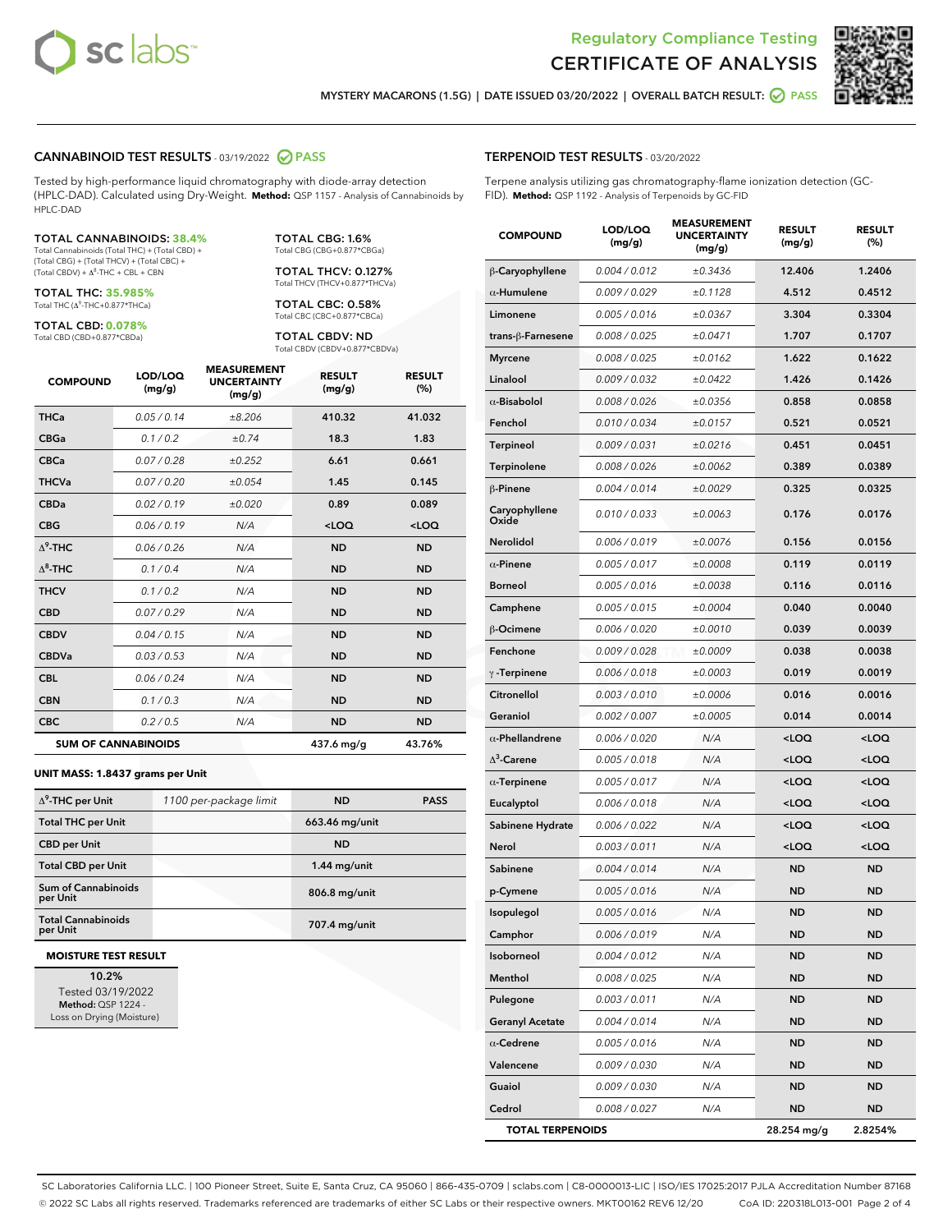# Regulatory Compliance Testing CERTIFICATE OF ANALYSIS

MYSTERY MACARONS (1.5G) | DATE ISSUED 03/20/2022 | OVERALL BATCH RESULT: PASS

## CANNABINOID TEST RESULTS - 03/19/2022 PASS

Tested by high-performance liquid chromatography with diode-array detection (HPLC-DAD). Calculated using Dry-Weight. **Method:** QSP 1157 - Analysis of Cannabinoids by HPLC-DAD

**TOTAL CANNABINOIDS: 38.4%**
Total Cannabinoids (Total THC) + (Total CBD) + (Total CBG) + (Total THCV) + (Total CBC) + (Total CBDV) + $\Delta^8$-THC + CBL + CBN

**TOTAL THC: 35.985%**
Total THC ($\Delta^9$-THC+0.877*THCa)

**TOTAL CBD: 0.078%**
Total CBD (CBD+0.877*CBDa)

**TOTAL CBG: 1.6%**
Total CBG (CBG+0.877*CBGa)

**TOTAL THCV: 0.127%**
Total THCV (THCV+0.877*THCVa)

**TOTAL CBC: 0.58%**
Total CBC (CBC+0.877*CBCa)

**TOTAL CBDV: ND**
Total CBDV (CBDV+0.877*CBDVa)

| COMPOUND | LOD/LOQ (mg/g) | MEASUREMENT UNCERTAINTY (mg/g) | RESULT (mg/g) | RESULT (%) |
|---|---|---|---|---|
| THCa | 0.05 / 0.14 | ±8.206 | 410.32 | 41.032 |
| CBGa | 0.1 / 0.2 | ±0.74 | 18.3 | 1.83 |
| CBCa | 0.07 / 0.28 | ±0.252 | 6.61 | 0.661 |
| THCVa | 0.07 / 0.20 | ±0.054 | 1.45 | 0.145 |
| CBDa | 0.02 / 0.19 | ±0.020 | 0.89 | 0.089 |
| CBG | 0.06 / 0.19 | N/A | <LOQ | <LOQ |
| $\Delta^9$-THC | 0.06 / 0.26 | N/A | ND | ND |
| $\Delta^8$-THC | 0.1 / 0.4 | N/A | ND | ND |
| THCV | 0.1 / 0.2 | N/A | ND | ND |
| CBD | 0.07 / 0.29 | N/A | ND | ND |
| CBDV | 0.04 / 0.15 | N/A | ND | ND |
| CBDVa | 0.03 / 0.53 | N/A | ND | ND |
| CBL | 0.06 / 0.24 | N/A | ND | ND |
| CBN | 0.1 / 0.3 | N/A | ND | ND |
| CBC | 0.2 / 0.5 | N/A | ND | ND |
| **SUM OF CANNABINOIDS** | | | **437.6 mg/g** | **43.76%** |

**UNIT MASS: 1.8437 grams per Unit**

| | | | |
|---|---|---|---|
| $\Delta^9$-THC per Unit | 1100 per-package limit | ND | PASS |
| Total THC per Unit | | 663.46 mg/unit | |
| CBD per Unit | | ND | |
| Total CBD per Unit | | 1.44 mg/unit | |
| Sum of Cannabinoids per Unit | | 806.8 mg/unit | |
| Total Cannabinoids per Unit | | 707.4 mg/unit | |

**MOISTURE TEST RESULT**

10.2%
Tested 03/19/2022
**Method:** QSP 1224 - Loss on Drying (Moisture)

## TERPENOID TEST RESULTS - 03/20/2022

Terpene analysis utilizing gas chromatography-flame ionization detection (GC-FID). **Method:** QSP 1192 - Analysis of Terpenoids by GC-FID

| COMPOUND | LOD/LOQ (mg/g) | MEASUREMENT UNCERTAINTY (mg/g) | RESULT (mg/g) | RESULT (%) |
|---|---|---|---|---|
| β-Caryophyllene | 0.004 / 0.012 | ±0.3436 | 12.406 | 1.2406 |
| α-Humulene | 0.009 / 0.029 | ±0.1128 | 4.512 | 0.4512 |
| Limonene | 0.005 / 0.016 | ±0.0367 | 3.304 | 0.3304 |
| trans-β-Farnesene | 0.008 / 0.025 | ±0.0471 | 1.707 | 0.1707 |
| Myrcene | 0.008 / 0.025 | ±0.0162 | 1.622 | 0.1622 |
| Linalool | 0.009 / 0.032 | ±0.0422 | 1.426 | 0.1426 |
| α-Bisabolol | 0.008 / 0.026 | ±0.0356 | 0.858 | 0.0858 |
| Fenchol | 0.010 / 0.034 | ±0.0157 | 0.521 | 0.0521 |
| Terpineol | 0.009 / 0.031 | ±0.0216 | 0.451 | 0.0451 |
| Terpinolene | 0.008 / 0.026 | ±0.0062 | 0.389 | 0.0389 |
| β-Pinene | 0.004 / 0.014 | ±0.0029 | 0.325 | 0.0325 |
| Caryophyllene Oxide | 0.010 / 0.033 | ±0.0063 | 0.176 | 0.0176 |
| Nerolidol | 0.006 / 0.019 | ±0.0076 | 0.156 | 0.0156 |
| α-Pinene | 0.005 / 0.017 | ±0.0008 | 0.119 | 0.0119 |
| Borneol | 0.005 / 0.016 | ±0.0038 | 0.116 | 0.0116 |
| Camphene | 0.005 / 0.015 | ±0.0004 | 0.040 | 0.0040 |
| β-Ocimene | 0.006 / 0.020 | ±0.0010 | 0.039 | 0.0039 |
| Fenchone | 0.009 / 0.028 | ±0.0009 | 0.038 | 0.0038 |
| γ-Terpinene | 0.006 / 0.018 | ±0.0003 | 0.019 | 0.0019 |
| Citronellol | 0.003 / 0.010 | ±0.0006 | 0.016 | 0.0016 |
| Geraniol | 0.002 / 0.007 | ±0.0005 | 0.014 | 0.0014 |
| α-Phellandrene | 0.006 / 0.020 | N/A | <LOQ | <LOQ |
| $\Delta^3$-Carene | 0.005 / 0.018 | N/A | <LOQ | <LOQ |
| α-Terpinene | 0.005 / 0.017 | N/A | <LOQ | <LOQ |
| Eucalyptol | 0.006 / 0.018 | N/A | <LOQ | <LOQ |
| Sabinene Hydrate | 0.006 / 0.022 | N/A | <LOQ | <LOQ |
| Nerol | 0.003 / 0.011 | N/A | <LOQ | <LOQ |
| Sabinene | 0.004 / 0.014 | N/A | ND | ND |
| p-Cymene | 0.005 / 0.016 | N/A | ND | ND |
| Isopulegol | 0.005 / 0.016 | N/A | ND | ND |
| Camphor | 0.006 / 0.019 | N/A | ND | ND |
| Isoborneol | 0.004 / 0.012 | N/A | ND | ND |
| Menthol | 0.008 / 0.025 | N/A | ND | ND |
| Pulegone | 0.003 / 0.011 | N/A | ND | ND |
| Geranyl Acetate | 0.004 / 0.014 | N/A | ND | ND |
| α-Cedrene | 0.005 / 0.016 | N/A | ND | ND |
| Valencene | 0.009 / 0.030 | N/A | ND | ND |
| Guaiol | 0.009 / 0.030 | N/A | ND | ND |
| Cedrol | 0.008 / 0.027 | N/A | ND | ND |
| **TOTAL TERPENOIDS** | | | **28.254 mg/g** | **2.8254%** |

SC Laboratories California LLC. | 100 Pioneer Street, Suite E, Santa Cruz, CA 95060 | 866-435-0709 | sclabs.com | C8-0000013-LIC | ISO/IES 17025:2017 PJLA Accreditation Number 87168
© 2022 SC Labs all rights reserved. Trademarks referenced are trademarks of either SC Labs or their respective owners. MKT00162 REV6 12/20 CoA ID: 220318L013-001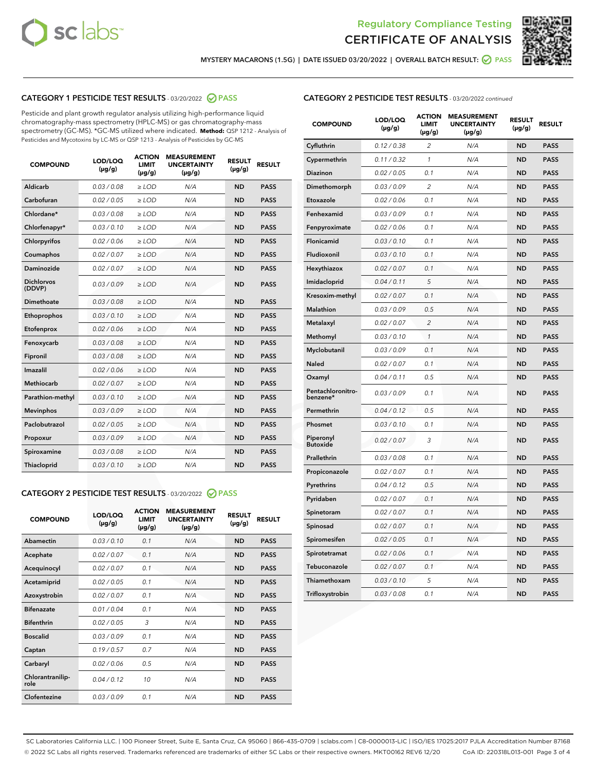# Regulatory Compliance Testing
# CERTIFICATE OF ANALYSIS

MYSTERY MACARONS (1.5G) | DATE ISSUED 03/20/2022 | OVERALL BATCH RESULT: PASS

## CATEGORY 1 PESTICIDE TEST RESULTS - 03/20/2022 PASS

Pesticide and plant growth regulator analysis utilizing high-performance liquid chromatography-mass spectrometry (HPLC-MS) or gas chromatography-mass spectrometry (GC-MS). *GC-MS utilized where indicated. **Method:** QSP 1212 - Analysis of Pesticides and Mycotoxins by LC-MS or QSP 1213 - Analysis of Pesticides by GC-MS

| COMPOUND | LOD/LOQ (µg/g) | ACTION LIMIT (µg/g) | MEASUREMENT UNCERTAINTY (µg/g) | RESULT (µg/g) | RESULT |
|---|---|---|---|---|---|
| Aldicarb | 0.03 / 0.08 | ≥ LOD | N/A | ND | PASS |
| Carbofuran | 0.02 / 0.05 | ≥ LOD | N/A | ND | PASS |
| Chlordane* | 0.03 / 0.08 | ≥ LOD | N/A | ND | PASS |
| Chlorfenapyr* | 0.03 / 0.10 | ≥ LOD | N/A | ND | PASS |
| Chlorpyrifos | 0.02 / 0.06 | ≥ LOD | N/A | ND | PASS |
| Coumaphos | 0.02 / 0.07 | ≥ LOD | N/A | ND | PASS |
| Daminozide | 0.02 / 0.07 | ≥ LOD | N/A | ND | PASS |
| Dichlorvos (DDVP) | 0.03 / 0.09 | ≥ LOD | N/A | ND | PASS |
| Dimethoate | 0.03 / 0.08 | ≥ LOD | N/A | ND | PASS |
| Ethoprophos | 0.03 / 0.10 | ≥ LOD | N/A | ND | PASS |
| Etofenprox | 0.02 / 0.06 | ≥ LOD | N/A | ND | PASS |
| Fenoxycarb | 0.03 / 0.08 | ≥ LOD | N/A | ND | PASS |
| Fipronil | 0.03 / 0.08 | ≥ LOD | N/A | ND | PASS |
| Imazalil | 0.02 / 0.06 | ≥ LOD | N/A | ND | PASS |
| Methiocarb | 0.02 / 0.07 | ≥ LOD | N/A | ND | PASS |
| Parathion-methyl | 0.03 / 0.10 | ≥ LOD | N/A | ND | PASS |
| Mevinphos | 0.03 / 0.09 | ≥ LOD | N/A | ND | PASS |
| Paclobutrazol | 0.02 / 0.05 | ≥ LOD | N/A | ND | PASS |
| Propoxur | 0.03 / 0.09 | ≥ LOD | N/A | ND | PASS |
| Spiroxamine | 0.03 / 0.08 | ≥ LOD | N/A | ND | PASS |
| Thiacloprid | 0.03 / 0.10 | ≥ LOD | N/A | ND | PASS |

## CATEGORY 2 PESTICIDE TEST RESULTS - 03/20/2022 PASS

| COMPOUND | LOD/LOQ (µg/g) | ACTION LIMIT (µg/g) | MEASUREMENT UNCERTAINTY (µg/g) | RESULT (µg/g) | RESULT |
|---|---|---|---|---|---|
| Abamectin | 0.03 / 0.10 | 0.1 | N/A | ND | PASS |
| Acephate | 0.02 / 0.07 | 0.1 | N/A | ND | PASS |
| Acequinocyl | 0.02 / 0.07 | 0.1 | N/A | ND | PASS |
| Acetamiprid | 0.02 / 0.05 | 0.1 | N/A | ND | PASS |
| Azoxystrobin | 0.02 / 0.07 | 0.1 | N/A | ND | PASS |
| Bifenazate | 0.01 / 0.04 | 0.1 | N/A | ND | PASS |
| Bifenthrin | 0.02 / 0.05 | 3 | N/A | ND | PASS |
| Boscalid | 0.03 / 0.09 | 0.1 | N/A | ND | PASS |
| Captan | 0.19 / 0.57 | 0.7 | N/A | ND | PASS |
| Carbaryl | 0.02 / 0.06 | 0.5 | N/A | ND | PASS |
| Chlorantraniliprole | 0.04 / 0.12 | 10 | N/A | ND | PASS |
| Clofentezine | 0.03 / 0.09 | 0.1 | N/A | ND | PASS |
| Cyfluthrin | 0.12 / 0.38 | 2 | N/A | ND | PASS |
| Cypermethrin | 0.11 / 0.32 | 1 | N/A | ND | PASS |
| Diazinon | 0.02 / 0.05 | 0.1 | N/A | ND | PASS |
| Dimethomorph | 0.03 / 0.09 | 2 | N/A | ND | PASS |
| Etoxazole | 0.02 / 0.06 | 0.1 | N/A | ND | PASS |
| Fenhexamid | 0.03 / 0.09 | 0.1 | N/A | ND | PASS |
| Fenpyroximate | 0.02 / 0.06 | 0.1 | N/A | ND | PASS |
| Flonicamid | 0.03 / 0.10 | 0.1 | N/A | ND | PASS |
| Fludioxonil | 0.03 / 0.10 | 0.1 | N/A | ND | PASS |
| Hexythiazox | 0.02 / 0.07 | 0.1 | N/A | ND | PASS |
| Imidacloprid | 0.04 / 0.11 | 5 | N/A | ND | PASS |
| Kresoxim-methyl | 0.02 / 0.07 | 0.1 | N/A | ND | PASS |
| Malathion | 0.03 / 0.09 | 0.5 | N/A | ND | PASS |
| Metalaxyl | 0.02 / 0.07 | 2 | N/A | ND | PASS |
| Methomyl | 0.03 / 0.10 | 1 | N/A | ND | PASS |
| Myclobutanil | 0.03 / 0.09 | 0.1 | N/A | ND | PASS |
| Naled | 0.02 / 0.07 | 0.1 | N/A | ND | PASS |
| Oxamyl | 0.04 / 0.11 | 0.5 | N/A | ND | PASS |
| Pentachloronitrobenzene* | 0.03 / 0.09 | 0.1 | N/A | ND | PASS |
| Permethrin | 0.04 / 0.12 | 0.5 | N/A | ND | PASS |
| Phosmet | 0.03 / 0.10 | 0.1 | N/A | ND | PASS |
| Piperonyl Butoxide | 0.02 / 0.07 | 3 | N/A | ND | PASS |
| Prallethrin | 0.03 / 0.08 | 0.1 | N/A | ND | PASS |
| Propiconazole | 0.02 / 0.07 | 0.1 | N/A | ND | PASS |
| Pyrethrins | 0.04 / 0.12 | 0.5 | N/A | ND | PASS |
| Pyridaben | 0.02 / 0.07 | 0.1 | N/A | ND | PASS |
| Spinetoram | 0.02 / 0.07 | 0.1 | N/A | ND | PASS |
| Spinosad | 0.02 / 0.07 | 0.1 | N/A | ND | PASS |
| Spiromesifen | 0.02 / 0.05 | 0.1 | N/A | ND | PASS |
| Spirotetramat | 0.02 / 0.06 | 0.1 | N/A | ND | PASS |
| Tebuconazole | 0.02 / 0.07 | 0.1 | N/A | ND | PASS |
| Thiamethoxam | 0.03 / 0.10 | 5 | N/A | ND | PASS |
| Trifloxystrobin | 0.03 / 0.08 | 0.1 | N/A | ND | PASS |

SC Laboratories California LLC. | 100 Pioneer Street, Suite E, Santa Cruz, CA 95060 | 866-435-0709 | sclabs.com | C8-0000013-LIC | ISO/IES 17025:2017 PJLA Accreditation Number 87168
© 2022 SC Labs all rights reserved. Trademarks referenced are trademarks of either SC Labs or their respective owners. MKT00162 REV6 12/20 CoA ID: 220318L013-001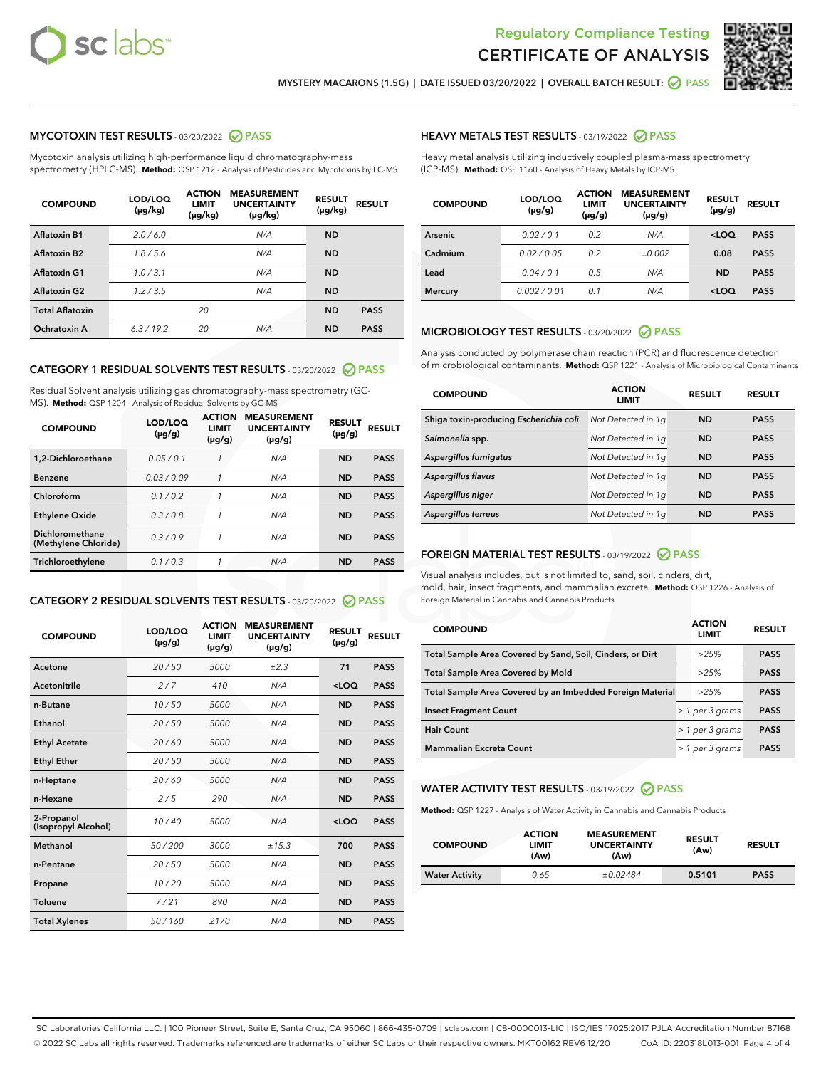Regulatory Compliance Testing

# CERTIFICATE OF ANALYSIS

MYSTERY MACARONS (1.5G) | DATE ISSUED 03/20/2022 | OVERALL BATCH RESULT: PASS

## MYCOTOXIN TEST RESULTS - 03/20/2022 PASS

Mycotoxin analysis utilizing high-performance liquid chromatography-mass spectrometry (HPLC-MS). **Method:** QSP 1212 - Analysis of Pesticides and Mycotoxins by LC-MS

| COMPOUND | LOD/LOQ (µg/kg) | ACTION LIMIT (µg/kg) | MEASUREMENT UNCERTAINTY (µg/kg) | RESULT (µg/kg) | RESULT |
|---|---|---|---|---|---|
| Aflatoxin B1 | 2.0 / 6.0 | | N/A | ND | |
| Aflatoxin B2 | 1.8 / 5.6 | | N/A | ND | |
| Aflatoxin G1 | 1.0 / 3.1 | | N/A | ND | |
| Aflatoxin G2 | 1.2 / 3.5 | | N/A | ND | |
| Total Aflatoxin | | 20 | | ND | PASS |
| Ochratoxin A | 6.3 / 19.2 | 20 | N/A | ND | PASS |

## CATEGORY 1 RESIDUAL SOLVENTS TEST RESULTS - 03/20/2022 PASS

Residual Solvent analysis utilizing gas chromatography-mass spectrometry (GC-MS). **Method:** QSP 1204 - Analysis of Residual Solvents by GC-MS

| COMPOUND | LOD/LOQ (µg/g) | ACTION LIMIT (µg/g) | MEASUREMENT UNCERTAINTY (µg/g) | RESULT (µg/g) | RESULT |
|---|---|---|---|---|---|
| 1,2-Dichloroethane | 0.05 / 0.1 | 1 | N/A | ND | PASS |
| Benzene | 0.03 / 0.09 | 1 | N/A | ND | PASS |
| Chloroform | 0.1 / 0.2 | 1 | N/A | ND | PASS |
| Ethylene Oxide | 0.3 / 0.8 | 1 | N/A | ND | PASS |
| Dichloromethane (Methylene Chloride) | 0.3 / 0.9 | 1 | N/A | ND | PASS |
| Trichloroethylene | 0.1 / 0.3 | 1 | N/A | ND | PASS |

## CATEGORY 2 RESIDUAL SOLVENTS TEST RESULTS - 03/20/2022 PASS

| COMPOUND | LOD/LOQ (µg/g) | ACTION LIMIT (µg/g) | MEASUREMENT UNCERTAINTY (µg/g) | RESULT (µg/g) | RESULT |
|---|---|---|---|---|---|
| Acetone | 20 / 50 | 5000 | ±2.3 | 71 | PASS |
| Acetonitrile | 2 / 7 | 410 | N/A | <LOQ | PASS |
| n-Butane | 10 / 50 | 5000 | N/A | ND | PASS |
| Ethanol | 20 / 50 | 5000 | N/A | ND | PASS |
| Ethyl Acetate | 20 / 60 | 5000 | N/A | ND | PASS |
| Ethyl Ether | 20 / 50 | 5000 | N/A | ND | PASS |
| n-Heptane | 20 / 60 | 5000 | N/A | ND | PASS |
| n-Hexane | 2 / 5 | 290 | N/A | ND | PASS |
| 2-Propanol (Isopropyl Alcohol) | 10 / 40 | 5000 | N/A | <LOQ | PASS |
| Methanol | 50 / 200 | 3000 | ±15.3 | 700 | PASS |
| n-Pentane | 20 / 50 | 5000 | N/A | ND | PASS |
| Propane | 10 / 20 | 5000 | N/A | ND | PASS |
| Toluene | 7 / 21 | 890 | N/A | ND | PASS |
| Total Xylenes | 50 / 160 | 2170 | N/A | ND | PASS |

## HEAVY METALS TEST RESULTS - 03/19/2022 PASS

Heavy metal analysis utilizing inductively coupled plasma-mass spectrometry (ICP-MS). **Method:** QSP 1160 - Analysis of Heavy Metals by ICP-MS

| COMPOUND | LOD/LOQ (µg/g) | ACTION LIMIT (µg/g) | MEASUREMENT UNCERTAINTY (µg/g) | RESULT (µg/g) | RESULT |
|---|---|---|---|---|---|
| Arsenic | 0.02 / 0.1 | 0.2 | N/A | <LOQ | PASS |
| Cadmium | 0.02 / 0.05 | 0.2 | ±0.002 | 0.08 | PASS |
| Lead | 0.04 / 0.1 | 0.5 | N/A | ND | PASS |
| Mercury | 0.002 / 0.01 | 0.1 | N/A | <LOQ | PASS |

## MICROBIOLOGY TEST RESULTS - 03/20/2022 PASS

Analysis conducted by polymerase chain reaction (PCR) and fluorescence detection of microbiological contaminants. **Method:** QSP 1221 - Analysis of Microbiological Contaminants

| COMPOUND | ACTION LIMIT | RESULT | RESULT |
|---|---|---|---|
| Shiga toxin-producing *Escherichia coli* | Not Detected in 1g | ND | PASS |
| *Salmonella* spp. | Not Detected in 1g | ND | PASS |
| *Aspergillus fumigatus* | Not Detected in 1g | ND | PASS |
| *Aspergillus flavus* | Not Detected in 1g | ND | PASS |
| *Aspergillus niger* | Not Detected in 1g | ND | PASS |
| *Aspergillus terreus* | Not Detected in 1g | ND | PASS |

## FOREIGN MATERIAL TEST RESULTS - 03/19/2022 PASS

Visual analysis includes, but is not limited to, sand, soil, cinders, dirt, mold, hair, insect fragments, and mammalian excreta. **Method:** QSP 1226 - Analysis of Foreign Material in Cannabis and Cannabis Products

| COMPOUND | ACTION LIMIT | RESULT |
|---|---|---|
| Total Sample Area Covered by Sand, Soil, Cinders, or Dirt | >25% | PASS |
| Total Sample Area Covered by Mold | >25% | PASS |
| Total Sample Area Covered by an Imbedded Foreign Material | >25% | PASS |
| Insect Fragment Count | > 1 per 3 grams | PASS |
| Hair Count | > 1 per 3 grams | PASS |
| Mammalian Excreta Count | > 1 per 3 grams | PASS |

## WATER ACTIVITY TEST RESULTS - 03/19/2022 PASS

**Method:** QSP 1227 - Analysis of Water Activity in Cannabis and Cannabis Products

| COMPOUND | ACTION LIMIT (Aw) | MEASUREMENT UNCERTAINTY (Aw) | RESULT (Aw) | RESULT |
|---|---|---|---|---|
| Water Activity | 0.65 | ±0.02484 | 0.5101 | PASS |

SC Laboratories California LLC. | 100 Pioneer Street, Suite E, Santa Cruz, CA 95060 | 866-435-0709 | sclabs.com | C8-0000013-LIC | ISO/IES 17025:2017 PJLA Accreditation Number 87168
© 2022 SC Labs all rights reserved. Trademarks referenced are trademarks of either SC Labs or their respective owners. MKT00162 REV6 12/20 CoA ID: 220318L013-001